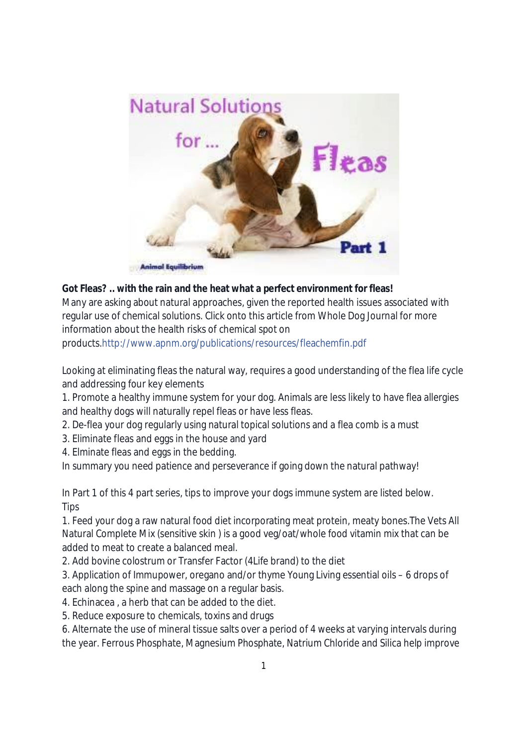**Got Fleas? .. with the rain and the heat what a perfect environment for fleas!**

Many are asking about natural approaches, given the reported health issues associated with regular use of chemical solutions. Click onto this article from Whole Dog Journal for more information about the health risks of chemical spot on products.http://www.apnm.org/publications/resources/fleachemfin.pdf

Looking at eliminating fleas the natural way, requires a good understanding of the flea life cycle and addressing four key elements

1. Promote a healthy immune system for your dog. Animals are less likely to have flea allergies and healthy dogs will naturally repel fleas or have less fleas.
2. De-flea your dog regularly using natural topical solutions and a flea comb is a must
3. Eliminate fleas and eggs in the house and yard
4. Elminate fleas and eggs in the bedding.

In summary you need patience and perseverance if going down the natural pathway!

In Part 1 of this 4 part series, tips to improve your dogs immune system are listed below.

Tips

1. Feed your dog a raw natural food diet incorporating meat protein, meaty bones.The Vets All Natural Complete Mix (sensitive skin ) is a good veg/oat/whole food vitamin mix that can be added to meat to create a balanced meal.
2. Add bovine colostrum or Transfer Factor (4Life brand) to the diet
3. Application of Immupower, oregano and/or thyme Young Living essential oils – 6 drops of each along the spine and massage on a regular basis.
4. Echinacea , a herb that can be added to the diet.
5. Reduce exposure to chemicals, toxins and drugs
6. Alternate the use of mineral tissue salts over a period of 4 weeks at varying intervals during the year. Ferrous Phosphate, Magnesium Phosphate, Natrium Chloride and Silica help improve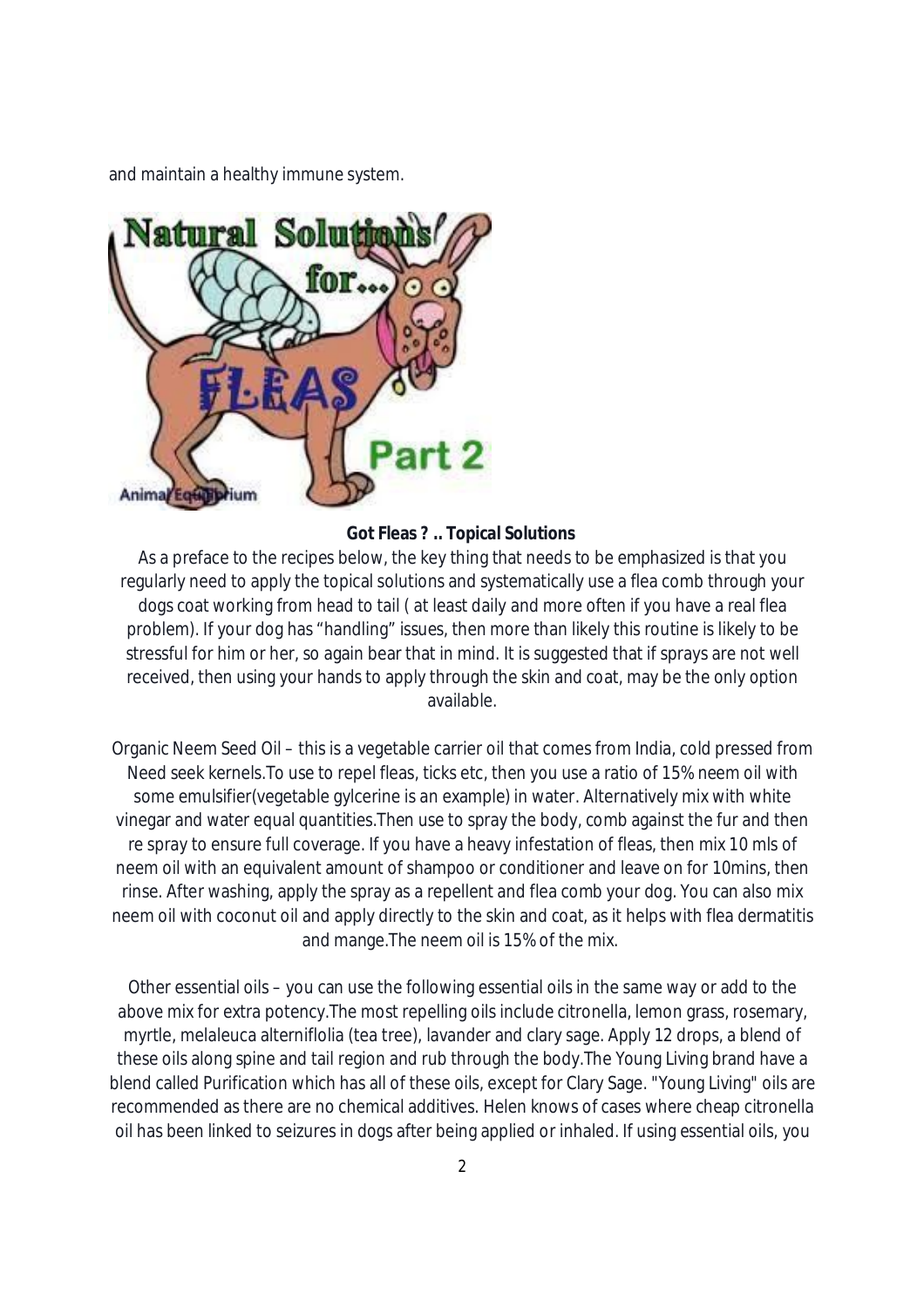and maintain a healthy immune system.

**Got Fleas ? .. Topical Solutions**

As a preface to the recipes below, the key thing that needs to be emphasized is that you regularly need to apply the topical solutions and systematically use a flea comb through your dogs coat working from head to tail ( at least daily and more often if you have a real flea problem). If your dog has "handling" issues, then more than likely this routine is likely to be stressful for him or her, so again bear that in mind. It is suggested that if sprays are not well received, then using your hands to apply through the skin and coat, may be the only option available.

Organic Neem Seed Oil – this is a vegetable carrier oil that comes from India, cold pressed from Need seek kernels.To use to repel fleas, ticks etc, then you use a ratio of 15% neem oil with some emulsifier(vegetable gylcerine is an example) in water. Alternatively mix with white vinegar and water equal quantities.Then use to spray the body, comb against the fur and then re spray to ensure full coverage. If you have a heavy infestation of fleas, then mix 10 mls of neem oil with an equivalent amount of shampoo or conditioner and leave on for 10mins, then rinse. After washing, apply the spray as a repellent and flea comb your dog. You can also mix neem oil with coconut oil and apply directly to the skin and coat, as it helps with flea dermatitis and mange.The neem oil is 15% of the mix.

Other essential oils – you can use the following essential oils in the same way or add to the above mix for extra potency.The most repelling oils include citronella, lemon grass, rosemary, myrtle, melaleuca alterniflolia (tea tree), lavander and clary sage. Apply 12 drops, a blend of these oils along spine and tail region and rub through the body.The Young Living brand have a blend called Purification which has all of these oils, except for Clary Sage. "Young Living" oils are recommended as there are no chemical additives. Helen knows of cases where cheap citronella oil has been linked to seizures in dogs after being applied or inhaled. If using essential oils, you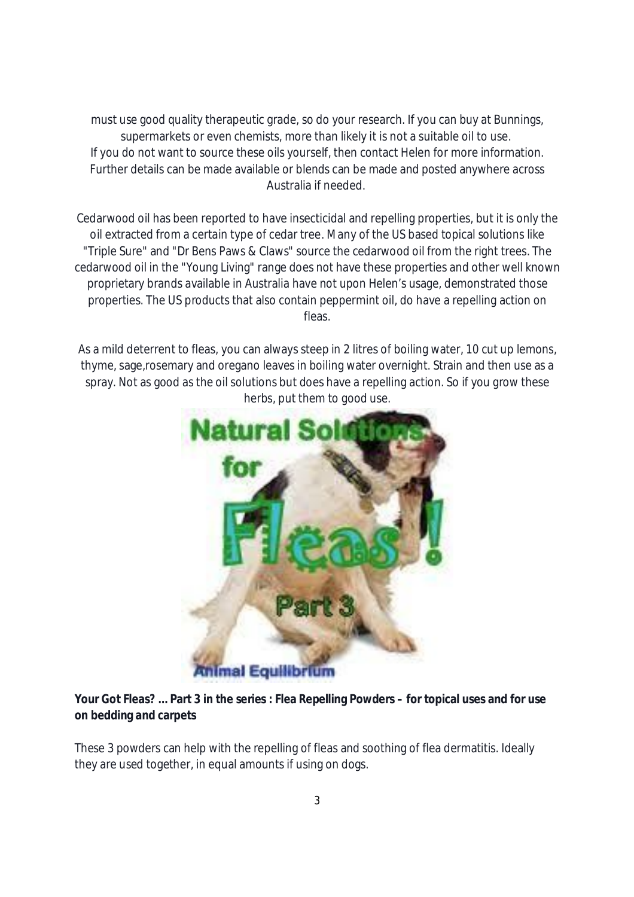must use good quality therapeutic grade, so do your research. If you can buy at Bunnings, supermarkets or even chemists, more than likely it is not a suitable oil to use.
If you do not want to source these oils yourself, then contact Helen for more information. Further details can be made available or blends can be made and posted anywhere across Australia if needed.

Cedarwood oil has been reported to have insecticidal and repelling properties, but it is only the oil extracted from a certain type of cedar tree. Many of the US based topical solutions like "Triple Sure" and "Dr Bens Paws & Claws" source the cedarwood oil from the right trees. The cedarwood oil in the "Young Living" range does not have these properties and other well known proprietary brands available in Australia have not upon Helen's usage, demonstrated those properties. The US products that also contain peppermint oil, do have a repelling action on fleas.

As a mild deterrent to fleas, you can always steep in 2 litres of boiling water, 10 cut up lemons, thyme, sage,rosemary and oregano leaves in boiling water overnight. Strain and then use as a spray. Not as good as the oil solutions but does have a repelling action. So if you grow these herbs, put them to good use.

**Your Got Fleas? ... Part 3 in the series : Flea Repelling Powders – for topical uses and for use on bedding and carpets**

These 3 powders can help with the repelling of fleas and soothing of flea dermatitis. Ideally they are used together, in equal amounts if using on dogs.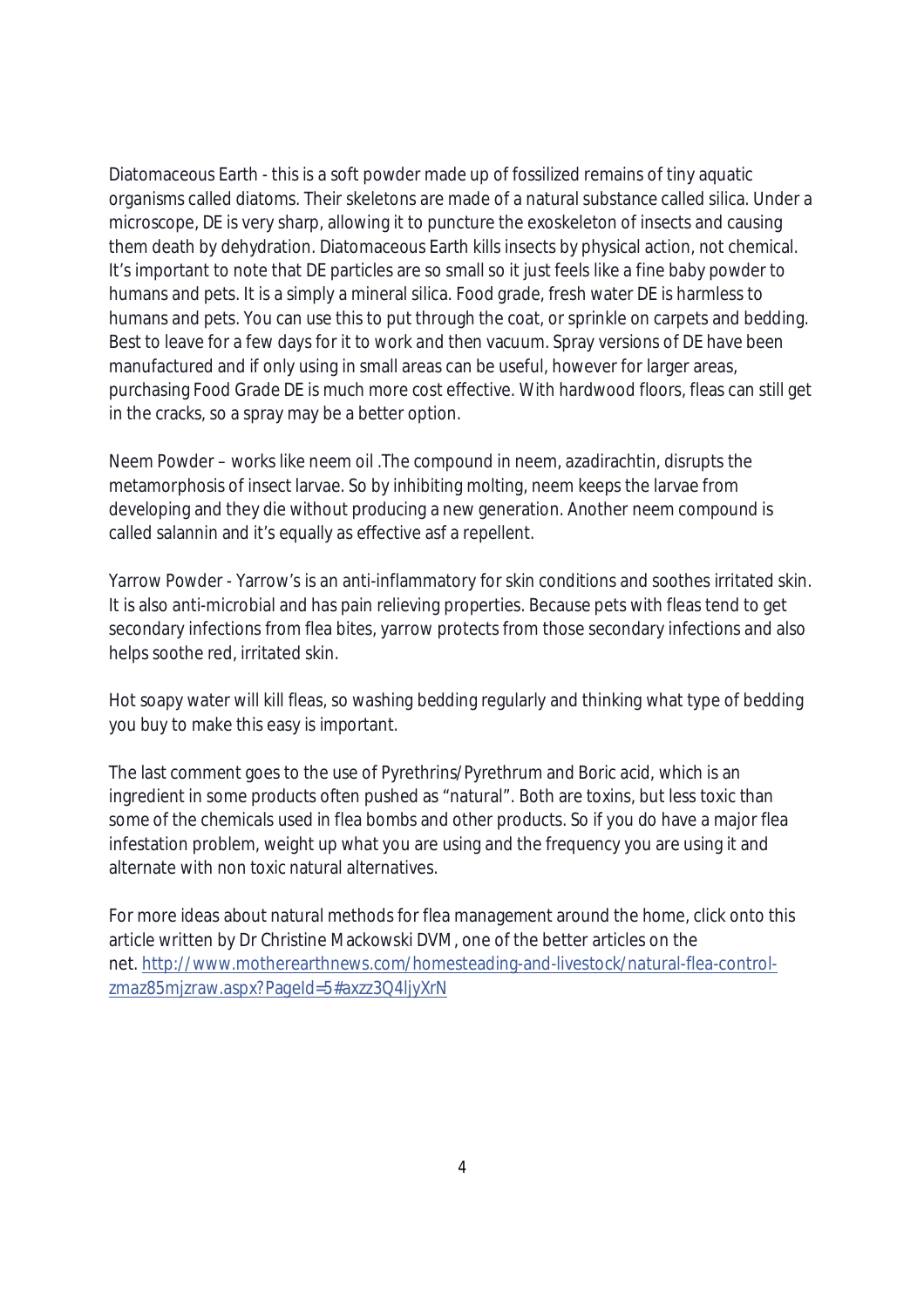Diatomaceous Earth - this is a soft powder made up of fossilized remains of tiny aquatic organisms called diatoms. Their skeletons are made of a natural substance called silica. Under a microscope, DE is very sharp, allowing it to puncture the exoskeleton of insects and causing them death by dehydration. Diatomaceous Earth kills insects by physical action, not chemical. It's important to note that DE particles are so small so it just feels like a fine baby powder to humans and pets. It is a simply a mineral silica. Food grade, fresh water DE is harmless to humans and pets. You can use this to put through the coat, or sprinkle on carpets and bedding. Best to leave for a few days for it to work and then vacuum. Spray versions of DE have been manufactured and if only using in small areas can be useful, however for larger areas, purchasing Food Grade DE is much more cost effective. With hardwood floors, fleas can still get in the cracks, so a spray may be a better option.

Neem Powder – works like neem oil .The compound in neem, azadirachtin, disrupts the metamorphosis of insect larvae. So by inhibiting molting, neem keeps the larvae from developing and they die without producing a new generation. Another neem compound is called salannin and it's equally as effective asf a repellent.

Yarrow Powder - Yarrow's is an anti-inflammatory for skin conditions and soothes irritated skin. It is also anti-microbial and has pain relieving properties. Because pets with fleas tend to get secondary infections from flea bites, yarrow protects from those secondary infections and also helps soothe red, irritated skin.

Hot soapy water will kill fleas, so washing bedding regularly and thinking what type of bedding you buy to make this easy is important.

The last comment goes to the use of Pyrethrins/Pyrethrum and Boric acid, which is an ingredient in some products often pushed as "natural". Both are toxins, but less toxic than some of the chemicals used in flea bombs and other products. So if you do have a major flea infestation problem, weight up what you are using and the frequency you are using it and alternate with non toxic natural alternatives.

For more ideas about natural methods for flea management around the home, click onto this article written by Dr Christine Mackowski DVM, one of the better articles on the net. [http://www.motherearthnews.com/homesteading-and-livestock/natural-flea-control-zmaz85mjzraw.aspx?PageId=5#axzz3Q4ljyXrN](http://www.motherearthnews.com/homesteading-and-livestock/natural-flea-control-zmaz85mjzraw.aspx?PageId=5#axzz3Q4ljyXrN)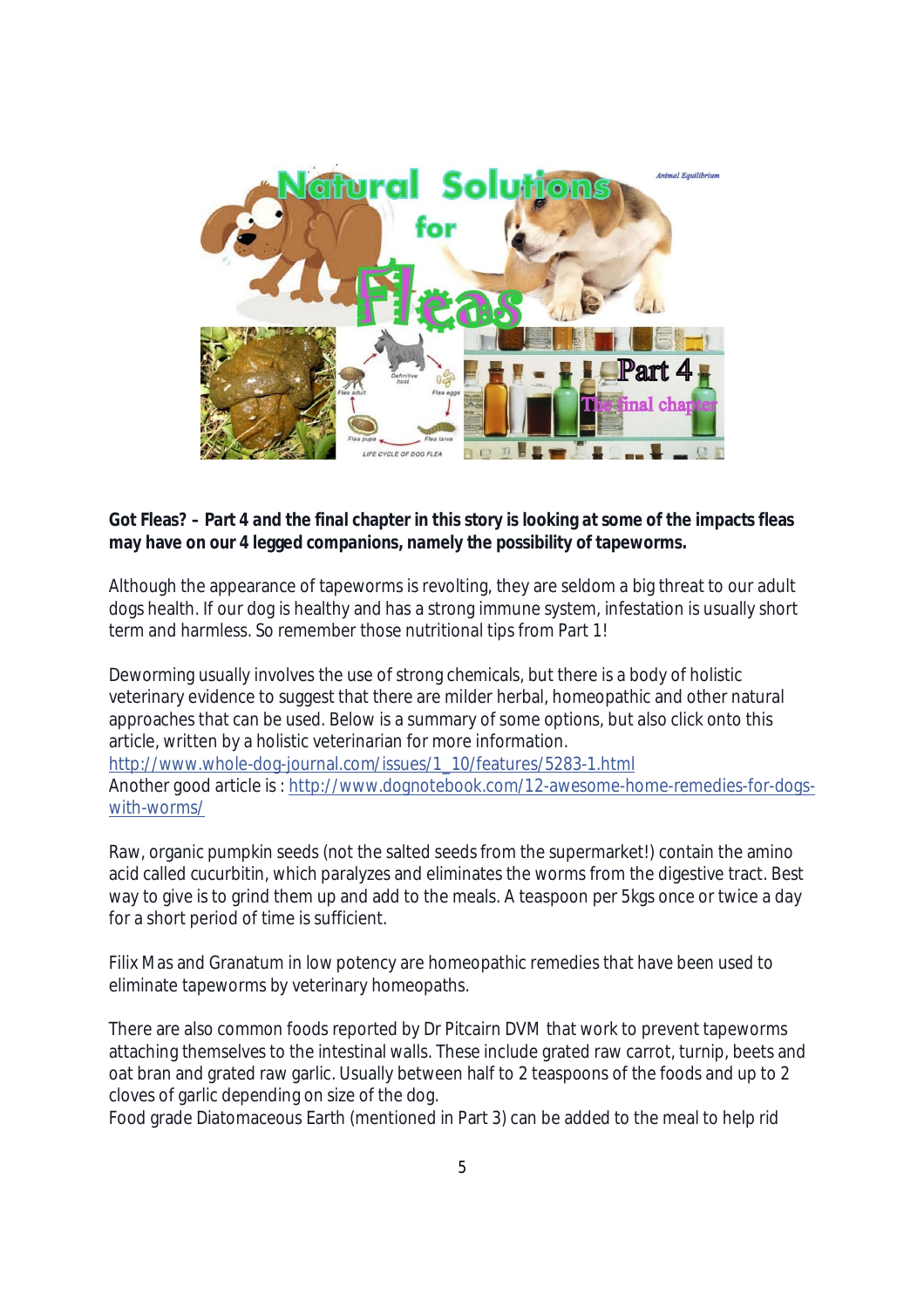**Got Fleas? – Part 4 and the final chapter in this story is looking at some of the impacts fleas may have on our 4 legged companions, namely the possibility of tapeworms.**

Although the appearance of tapeworms is revolting, they are seldom a big threat to our adult dogs health. If our dog is healthy and has a strong immune system, infestation is usually short term and harmless. So remember those nutritional tips from Part 1!

Deworming usually involves the use of strong chemicals, but there is a body of holistic veterinary evidence to suggest that there are milder herbal, homeopathic and other natural approaches that can be used. Below is a summary of some options, but also click onto this article, written by a holistic veterinarian for more information.
http://www.whole-dog-journal.com/issues/1_10/features/5283-1.html
Another good article is : http://www.dognotebook.com/12-awesome-home-remedies-for-dogs-with-worms/

Raw, organic pumpkin seeds (not the salted seeds from the supermarket!) contain the amino acid called cucurbitin, which paralyzes and eliminates the worms from the digestive tract. Best way to give is to grind them up and add to the meals. A teaspoon per 5kgs once or twice a day for a short period of time is sufficient.

Filix Mas and Granatum in low potency are homeopathic remedies that have been used to eliminate tapeworms by veterinary homeopaths.

There are also common foods reported by Dr Pitcairn DVM that work to prevent tapeworms attaching themselves to the intestinal walls. These include grated raw carrot, turnip, beets and oat bran and grated raw garlic. Usually between half to 2 teaspoons of the foods and up to 2 cloves of garlic depending on size of the dog.
Food grade Diatomaceous Earth (mentioned in Part 3) can be added to the meal to help rid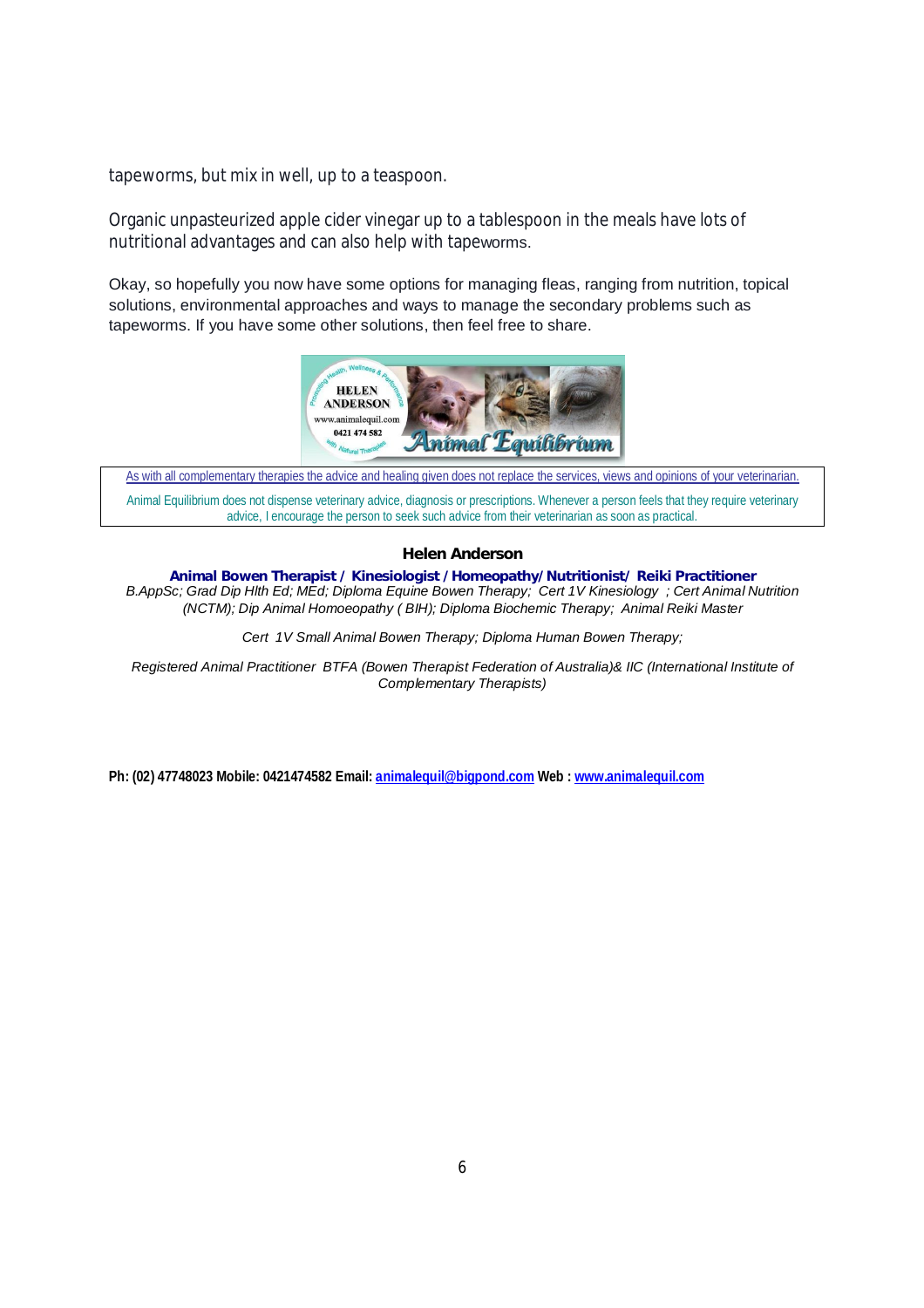tapeworms, but mix in well, up to a teaspoon.

Organic unpasteurized apple cider vinegar up to a tablespoon in the meals have lots of nutritional advantages and can also help with tapeworms.

Okay, so hopefully you now have some options for managing fleas, ranging from nutrition, topical solutions, environmental approaches and ways to manage the secondary problems such as tapeworms. If you have some other solutions, then feel free to share.

As with all complementary therapies the advice and healing given does not replace the services, views and opinions of your veterinarian.

Animal Equilibrium does not dispense veterinary advice, diagnosis or prescriptions. Whenever a person feels that they require veterinary advice, I encourage the person to seek such advice from their veterinarian as soon as practical.

**Helen Anderson**

**Animal Bowen Therapist / Kinesiologist / Homeopathy/ Nutritionist/ Reiki Practitioner**

*B.AppSc; Grad Dip Hlth Ed; MEd; Diploma Equine Bowen Therapy; Cert 1V Kinesiology ; Cert Animal Nutrition (NCTM); Dip Animal Homoeopathy ( BIH); Diploma Biochemic Therapy; Animal Reiki Master*

*Cert 1V Small Animal Bowen Therapy; Diploma Human Bowen Therapy;*

*Registered Animal Practitioner BTFA (Bowen Therapist Federation of Australia)& IIC (International Institute of Complementary Therapists)*

**Ph: (02) 47748023 Mobile: 0421474582 Email: animalequil@bigpond.com Web : www.animalequil.com**